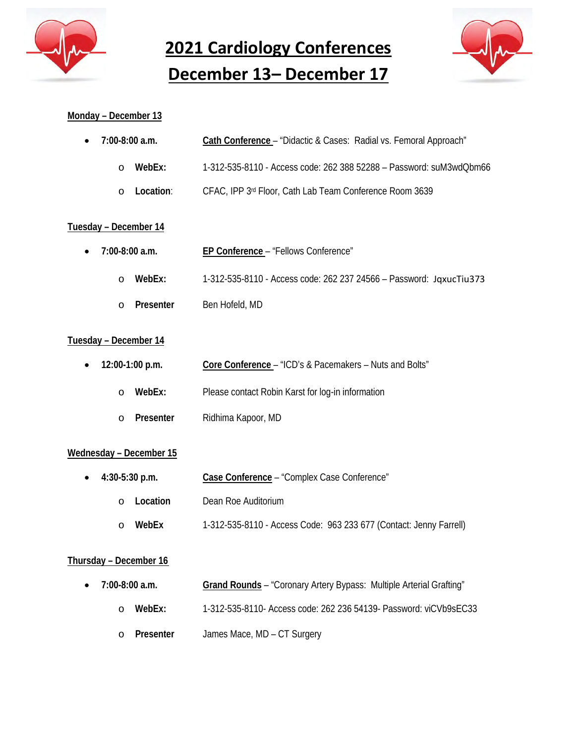# 2021 Cardiology Conferences

# December 13– December 17

**Monday – December 13**

- **7:00-8:00 a.m.** **Cath Conference** – "Didactic & Cases: Radial vs. Femoral Approach"
  - **WebEx:** 1-312-535-8110 - Access code: 262 388 52288 – Password: suM3wdQbm66
  - **Location**: CFAC, IPP 3rd Floor, Cath Lab Team Conference Room 3639

**Tuesday – December 14**

- **7:00-8:00 a.m.** **EP Conference** – "Fellows Conference"
  - **WebEx:** 1-312-535-8110 - Access code: 262 237 24566 – Password: JqxucTiu373
  - **Presenter** Ben Hofeld, MD

**Tuesday – December 14**

- **12:00-1:00 p.m.** **Core Conference** – "ICD's & Pacemakers – Nuts and Bolts"
  - **WebEx:** Please contact Robin Karst for log-in information
  - **Presenter** Ridhima Kapoor, MD

**Wednesday – December 15**

- **4:30-5:30 p.m.** **Case Conference** – "Complex Case Conference"
  - **Location** Dean Roe Auditorium
  - **WebEx** 1-312-535-8110 - Access Code: 963 233 677 (Contact: Jenny Farrell)

**Thursday – December 16**

- **7:00-8:00 a.m.** **Grand Rounds** – "Coronary Artery Bypass: Multiple Arterial Grafting"
  - **WebEx:** 1-312-535-8110- Access code: 262 236 54139- Password: viCVb9sEC33
  - **Presenter** James Mace, MD – CT Surgery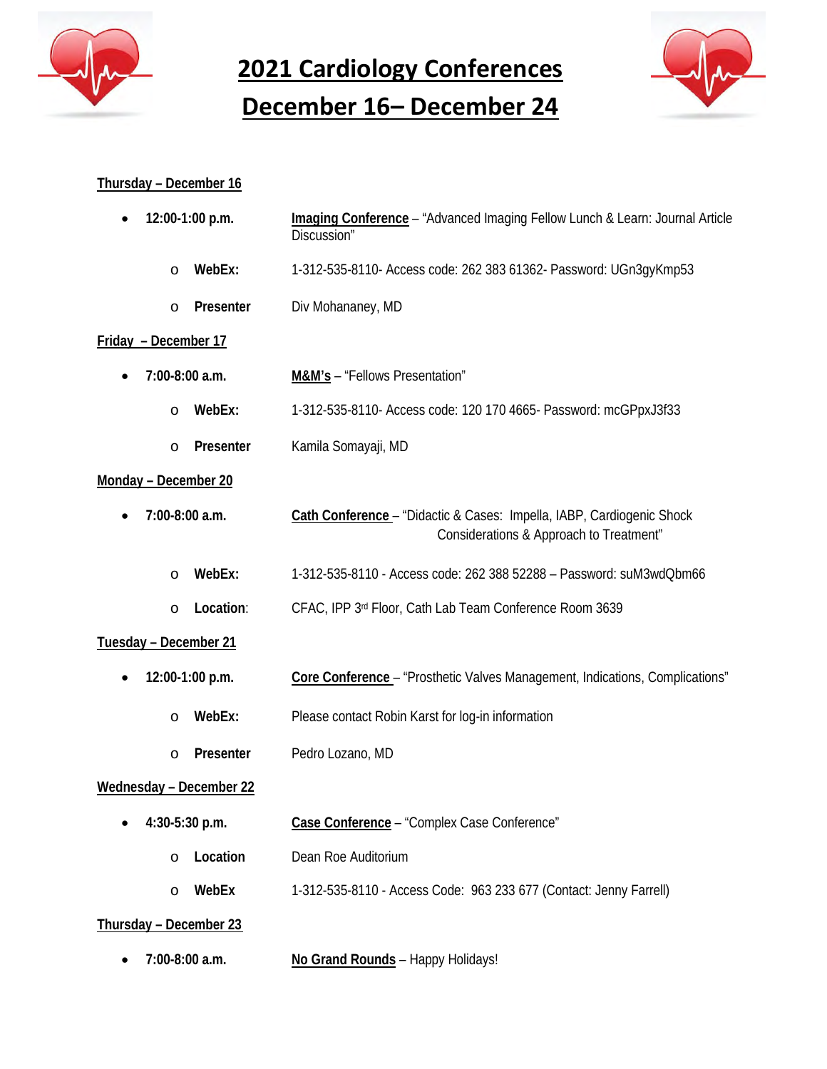# 2021 Cardiology Conferences

# December 16– December 24

**Thursday – December 16**

- **12:00-1:00 p.m.** — **Imaging Conference** – "Advanced Imaging Fellow Lunch & Learn: Journal Article Discussion"
  - **WebEx:** 1-312-535-8110- Access code: 262 383 61362- Password: UGn3gyKmp53
  - **Presenter** Div Mohananey, MD

**Friday – December 17**

- **7:00-8:00 a.m.** — **M&M's** – "Fellows Presentation"
  - **WebEx:** 1-312-535-8110- Access code: 120 170 4665- Password: mcGPpxJ3f33
  - **Presenter** Kamila Somayaji, MD

**Monday – December 20**

- **7:00-8:00 a.m.** — **Cath Conference** – "Didactic & Cases: Impella, IABP, Cardiogenic Shock Considerations & Approach to Treatment"
  - **WebEx:** 1-312-535-8110 - Access code: 262 388 52288 – Password: suM3wdQbm66
  - **Location**: CFAC, IPP 3rd Floor, Cath Lab Team Conference Room 3639

**Tuesday – December 21**

- **12:00-1:00 p.m.** — **Core Conference** – "Prosthetic Valves Management, Indications, Complications"
  - **WebEx:** Please contact Robin Karst for log-in information
  - **Presenter** Pedro Lozano, MD

**Wednesday – December 22**

- **4:30-5:30 p.m.** — **Case Conference** – "Complex Case Conference"
  - **Location** Dean Roe Auditorium
  - **WebEx** 1-312-535-8110 - Access Code: 963 233 677 (Contact: Jenny Farrell)

**Thursday – December 23**

- **7:00-8:00 a.m.** — **No Grand Rounds** – Happy Holidays!